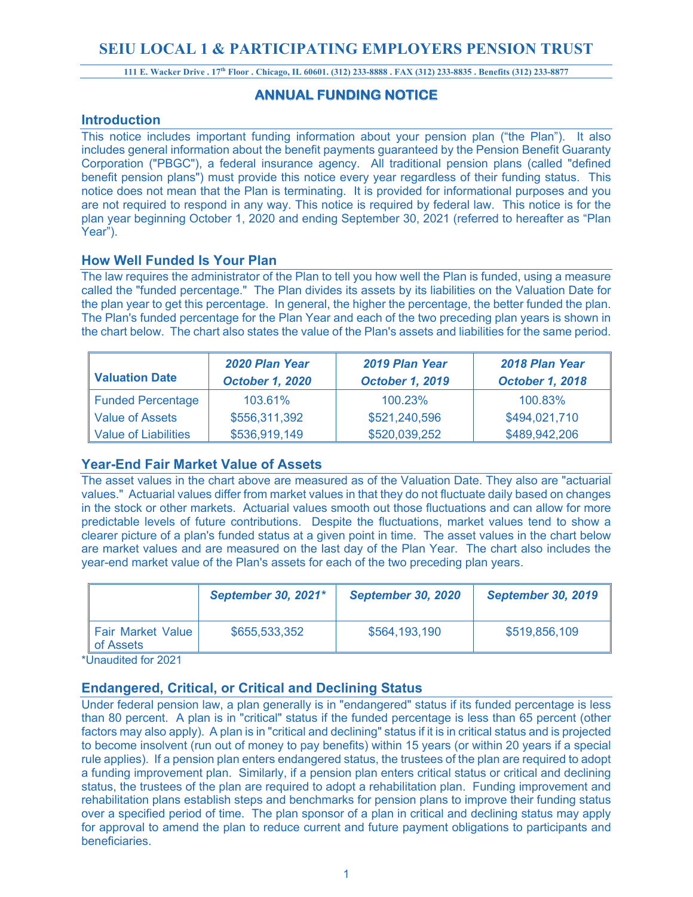# SEIU LOCAL 1 & PARTICIPATING EMPLOYERS PENSION TRUST

**111 E. Wacker Drive . 17th Floor . Chicago, IL 60601. (312) 233-8888 . FAX (312) 233-8835 . Benefits (312) 233-8877**

## ANNUAL FUNDING NOTICE

### Introduction

This notice includes important funding information about your pension plan ("the Plan"). It also includes general information about the benefit payments guaranteed by the Pension Benefit Guaranty Corporation ("PBGC"), a federal insurance agency. All traditional pension plans (called "defined benefit pension plans") must provide this notice every year regardless of their funding status. This notice does not mean that the Plan is terminating. It is provided for informational purposes and you are not required to respond in any way. This notice is required by federal law. This notice is for the plan year beginning October 1, 2020 and ending September 30, 2021 (referred to hereafter as "Plan Year").

### How Well Funded Is Your Plan

The law requires the administrator of the Plan to tell you how well the Plan is funded, using a measure called the "funded percentage." The Plan divides its assets by its liabilities on the Valuation Date for the plan year to get this percentage. In general, the higher the percentage, the better funded the plan. The Plan's funded percentage for the Plan Year and each of the two preceding plan years is shown in the chart below. The chart also states the value of the Plan's assets and liabilities for the same period.

| Valuation Date | *2020 Plan Year October 1, 2020* | *2019 Plan Year October 1, 2019* | *2018 Plan Year October 1, 2018* |
|---|---|---|---|
| Funded Percentage | 103.61% | 100.23% | 100.83% |
| Value of Assets | $556,311,392 | $521,240,596 | $494,021,710 |
| Value of Liabilities | $536,919,149 | $520,039,252 | $489,942,206 |

### Year-End Fair Market Value of Assets

The asset values in the chart above are measured as of the Valuation Date. They also are "actuarial values." Actuarial values differ from market values in that they do not fluctuate daily based on changes in the stock or other markets. Actuarial values smooth out those fluctuations and can allow for more predictable levels of future contributions. Despite the fluctuations, market values tend to show a clearer picture of a plan's funded status at a given point in time. The asset values in the chart below are market values and are measured on the last day of the Plan Year. The chart also includes the year-end market value of the Plan's assets for each of the two preceding plan years.

| | *September 30, 2021\** | *September 30, 2020* | *September 30, 2019* |
|---|---|---|---|
| Fair Market Value of Assets | $655,533,352 | $564,193,190 | $519,856,109 |

*Unaudited for 2021

### Endangered, Critical, or Critical and Declining Status

Under federal pension law, a plan generally is in "endangered" status if its funded percentage is less than 80 percent. A plan is in "critical" status if the funded percentage is less than 65 percent (other factors may also apply). A plan is in "critical and declining" status if it is in critical status and is projected to become insolvent (run out of money to pay benefits) within 15 years (or within 20 years if a special rule applies). If a pension plan enters endangered status, the trustees of the plan are required to adopt a funding improvement plan. Similarly, if a pension plan enters critical status or critical and declining status, the trustees of the plan are required to adopt a rehabilitation plan. Funding improvement and rehabilitation plans establish steps and benchmarks for pension plans to improve their funding status over a specified period of time. The plan sponsor of a plan in critical and declining status may apply for approval to amend the plan to reduce current and future payment obligations to participants and beneficiaries.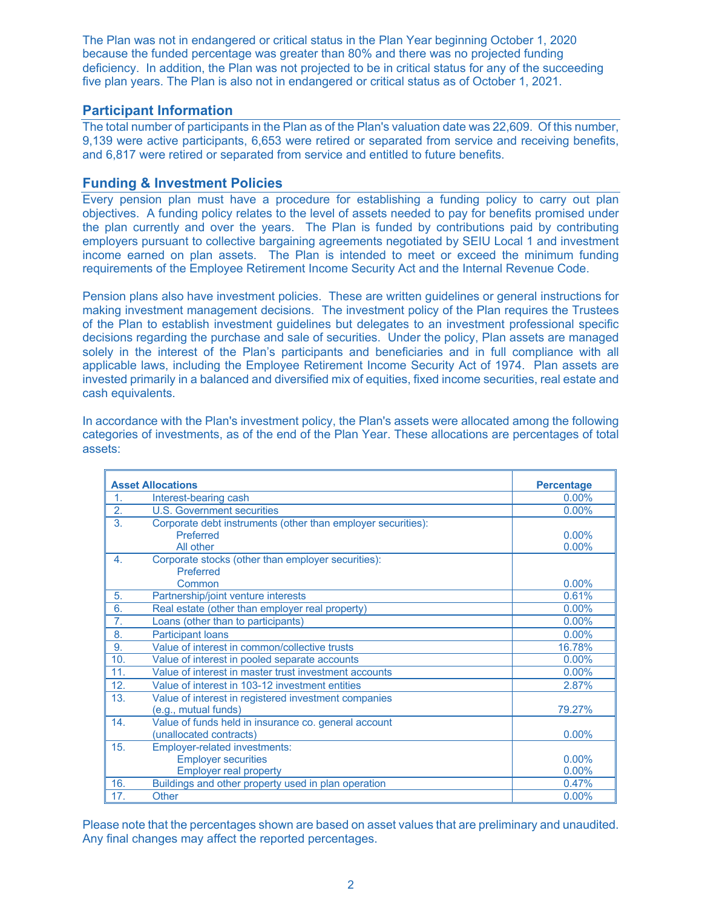The Plan was not in endangered or critical status in the Plan Year beginning October 1, 2020 because the funded percentage was greater than 80% and there was no projected funding deficiency. In addition, the Plan was not projected to be in critical status for any of the succeeding five plan years. The Plan is also not in endangered or critical status as of October 1, 2021.

## Participant Information

The total number of participants in the Plan as of the Plan's valuation date was 22,609. Of this number, 9,139 were active participants, 6,653 were retired or separated from service and receiving benefits, and 6,817 were retired or separated from service and entitled to future benefits.

## Funding & Investment Policies

Every pension plan must have a procedure for establishing a funding policy to carry out plan objectives. A funding policy relates to the level of assets needed to pay for benefits promised under the plan currently and over the years. The Plan is funded by contributions paid by contributing employers pursuant to collective bargaining agreements negotiated by SEIU Local 1 and investment income earned on plan assets. The Plan is intended to meet or exceed the minimum funding requirements of the Employee Retirement Income Security Act and the Internal Revenue Code.

Pension plans also have investment policies. These are written guidelines or general instructions for making investment management decisions. The investment policy of the Plan requires the Trustees of the Plan to establish investment guidelines but delegates to an investment professional specific decisions regarding the purchase and sale of securities. Under the policy, Plan assets are managed solely in the interest of the Plan's participants and beneficiaries and in full compliance with all applicable laws, including the Employee Retirement Income Security Act of 1974. Plan assets are invested primarily in a balanced and diversified mix of equities, fixed income securities, real estate and cash equivalents.

In accordance with the Plan's investment policy, the Plan's assets were allocated among the following categories of investments, as of the end of the Plan Year. These allocations are percentages of total assets:

| Asset Allocations | | Percentage |
|---|---|---|
| 1. | Interest-bearing cash | 0.00% |
| 2. | U.S. Government securities | 0.00% |
| 3. | Corporate debt instruments (other than employer securities): | |
| | Preferred | 0.00% |
| | All other | 0.00% |
| 4. | Corporate stocks (other than employer securities): | |
| | Preferred | |
| | Common | 0.00% |
| 5. | Partnership/joint venture interests | 0.61% |
| 6. | Real estate (other than employer real property) | 0.00% |
| 7. | Loans (other than to participants) | 0.00% |
| 8. | Participant loans | 0.00% |
| 9. | Value of interest in common/collective trusts | 16.78% |
| 10. | Value of interest in pooled separate accounts | 0.00% |
| 11. | Value of interest in master trust investment accounts | 0.00% |
| 12. | Value of interest in 103-12 investment entities | 2.87% |
| 13. | Value of interest in registered investment companies (e.g., mutual funds) | 79.27% |
| 14. | Value of funds held in insurance co. general account (unallocated contracts) | 0.00% |
| 15. | Employer-related investments: | |
| | Employer securities | 0.00% |
| | Employer real property | 0.00% |
| 16. | Buildings and other property used in plan operation | 0.47% |
| 17. | Other | 0.00% |

Please note that the percentages shown are based on asset values that are preliminary and unaudited. Any final changes may affect the reported percentages.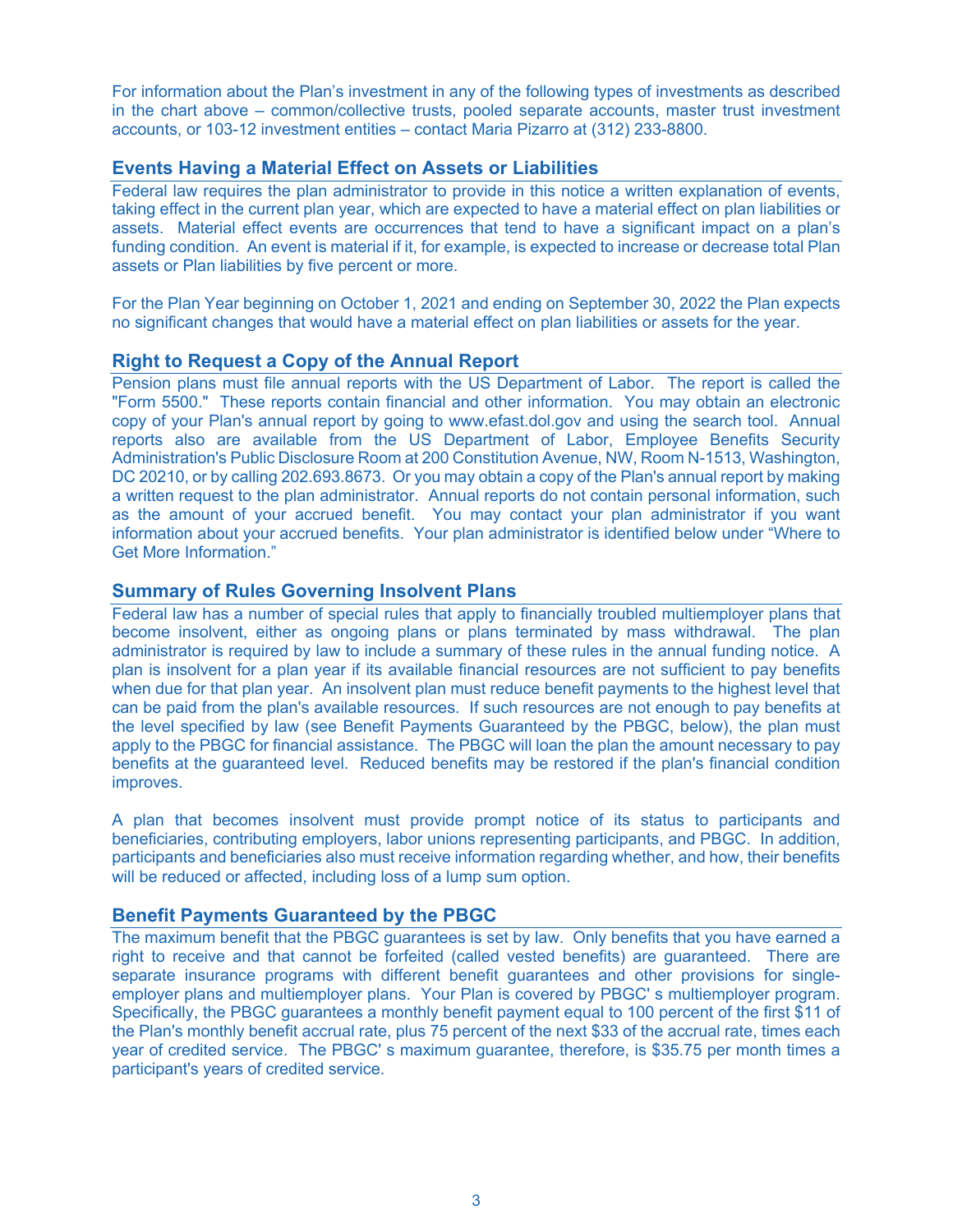For information about the Plan's investment in any of the following types of investments as described in the chart above – common/collective trusts, pooled separate accounts, master trust investment accounts, or 103-12 investment entities – contact Maria Pizarro at (312) 233-8800.

## Events Having a Material Effect on Assets or Liabilities

Federal law requires the plan administrator to provide in this notice a written explanation of events, taking effect in the current plan year, which are expected to have a material effect on plan liabilities or assets. Material effect events are occurrences that tend to have a significant impact on a plan's funding condition. An event is material if it, for example, is expected to increase or decrease total Plan assets or Plan liabilities by five percent or more.

For the Plan Year beginning on October 1, 2021 and ending on September 30, 2022 the Plan expects no significant changes that would have a material effect on plan liabilities or assets for the year.

## Right to Request a Copy of the Annual Report

Pension plans must file annual reports with the US Department of Labor. The report is called the "Form 5500." These reports contain financial and other information. You may obtain an electronic copy of your Plan's annual report by going to www.efast.dol.gov and using the search tool. Annual reports also are available from the US Department of Labor, Employee Benefits Security Administration's Public Disclosure Room at 200 Constitution Avenue, NW, Room N-1513, Washington, DC 20210, or by calling 202.693.8673. Or you may obtain a copy of the Plan's annual report by making a written request to the plan administrator. Annual reports do not contain personal information, such as the amount of your accrued benefit. You may contact your plan administrator if you want information about your accrued benefits. Your plan administrator is identified below under "Where to Get More Information."

## Summary of Rules Governing Insolvent Plans

Federal law has a number of special rules that apply to financially troubled multiemployer plans that become insolvent, either as ongoing plans or plans terminated by mass withdrawal. The plan administrator is required by law to include a summary of these rules in the annual funding notice. A plan is insolvent for a plan year if its available financial resources are not sufficient to pay benefits when due for that plan year. An insolvent plan must reduce benefit payments to the highest level that can be paid from the plan's available resources. If such resources are not enough to pay benefits at the level specified by law (see Benefit Payments Guaranteed by the PBGC, below), the plan must apply to the PBGC for financial assistance. The PBGC will loan the plan the amount necessary to pay benefits at the guaranteed level. Reduced benefits may be restored if the plan's financial condition improves.

A plan that becomes insolvent must provide prompt notice of its status to participants and beneficiaries, contributing employers, labor unions representing participants, and PBGC. In addition, participants and beneficiaries also must receive information regarding whether, and how, their benefits will be reduced or affected, including loss of a lump sum option.

## Benefit Payments Guaranteed by the PBGC

The maximum benefit that the PBGC guarantees is set by law. Only benefits that you have earned a right to receive and that cannot be forfeited (called vested benefits) are guaranteed. There are separate insurance programs with different benefit guarantees and other provisions for single-employer plans and multiemployer plans. Your Plan is covered by PBGC' s multiemployer program. Specifically, the PBGC guarantees a monthly benefit payment equal to 100 percent of the first $11 of the Plan's monthly benefit accrual rate, plus 75 percent of the next $33 of the accrual rate, times each year of credited service. The PBGC' s maximum guarantee, therefore, is $35.75 per month times a participant's years of credited service.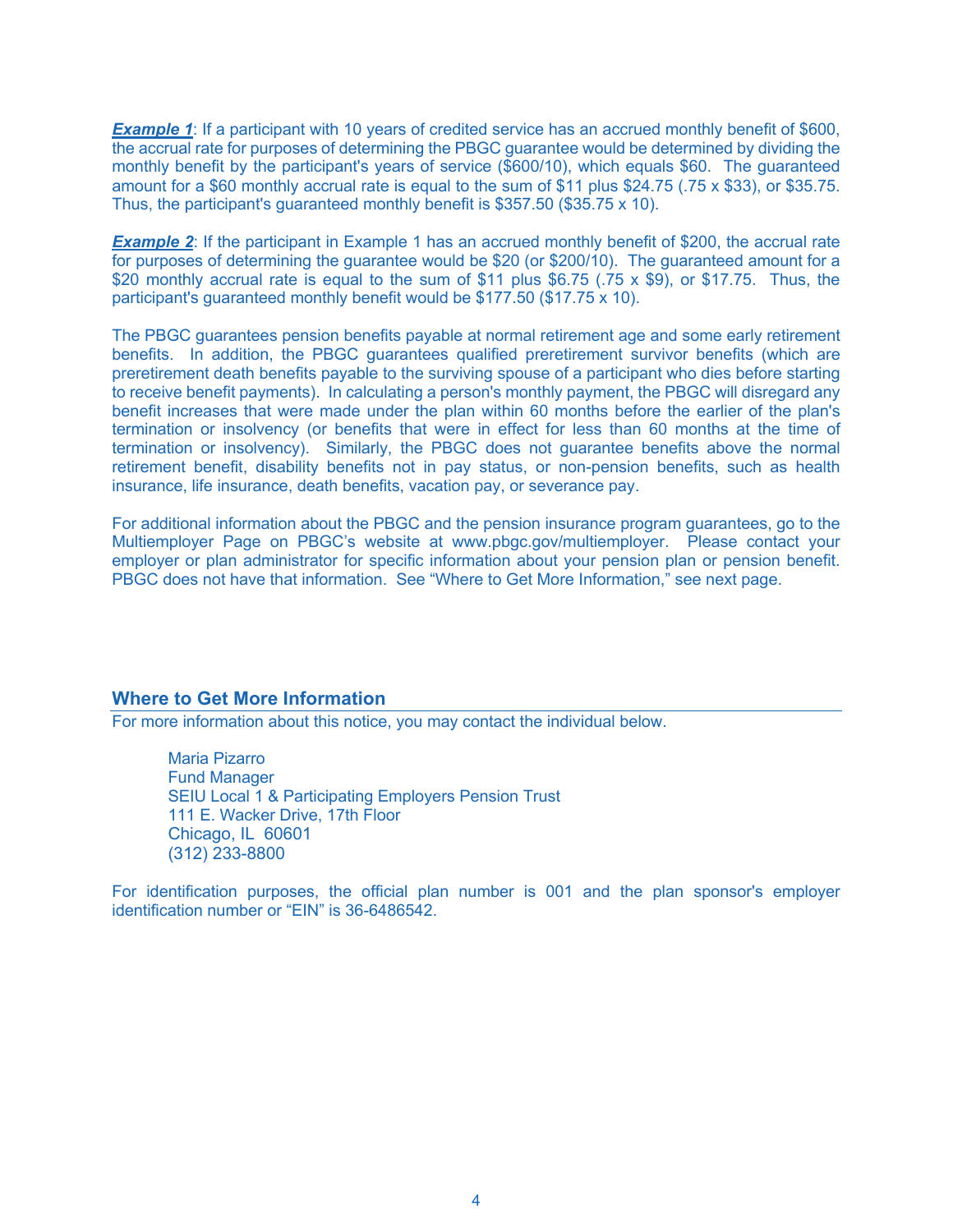***Example 1***: If a participant with 10 years of credited service has an accrued monthly benefit of $600, the accrual rate for purposes of determining the PBGC guarantee would be determined by dividing the monthly benefit by the participant's years of service ($600/10), which equals $60. The guaranteed amount for a $60 monthly accrual rate is equal to the sum of $11 plus $24.75 (.75 x $33), or $35.75. Thus, the participant's guaranteed monthly benefit is $357.50 ($35.75 x 10).

***Example 2***: If the participant in Example 1 has an accrued monthly benefit of $200, the accrual rate for purposes of determining the guarantee would be $20 (or $200/10). The guaranteed amount for a $20 monthly accrual rate is equal to the sum of $11 plus $6.75 (.75 x $9), or $17.75. Thus, the participant's guaranteed monthly benefit would be $177.50 ($17.75 x 10).

The PBGC guarantees pension benefits payable at normal retirement age and some early retirement benefits. In addition, the PBGC guarantees qualified preretirement survivor benefits (which are preretirement death benefits payable to the surviving spouse of a participant who dies before starting to receive benefit payments). In calculating a person's monthly payment, the PBGC will disregard any benefit increases that were made under the plan within 60 months before the earlier of the plan's termination or insolvency (or benefits that were in effect for less than 60 months at the time of termination or insolvency). Similarly, the PBGC does not guarantee benefits above the normal retirement benefit, disability benefits not in pay status, or non-pension benefits, such as health insurance, life insurance, death benefits, vacation pay, or severance pay.

For additional information about the PBGC and the pension insurance program guarantees, go to the Multiemployer Page on PBGC's website at www.pbgc.gov/multiemployer. Please contact your employer or plan administrator for specific information about your pension plan or pension benefit. PBGC does not have that information. See "Where to Get More Information," see next page.

## Where to Get More Information

For more information about this notice, you may contact the individual below.

Maria Pizarro
Fund Manager
SEIU Local 1 & Participating Employers Pension Trust
111 E. Wacker Drive, 17th Floor
Chicago, IL 60601
(312) 233-8800

For identification purposes, the official plan number is 001 and the plan sponsor's employer identification number or "EIN" is 36-6486542.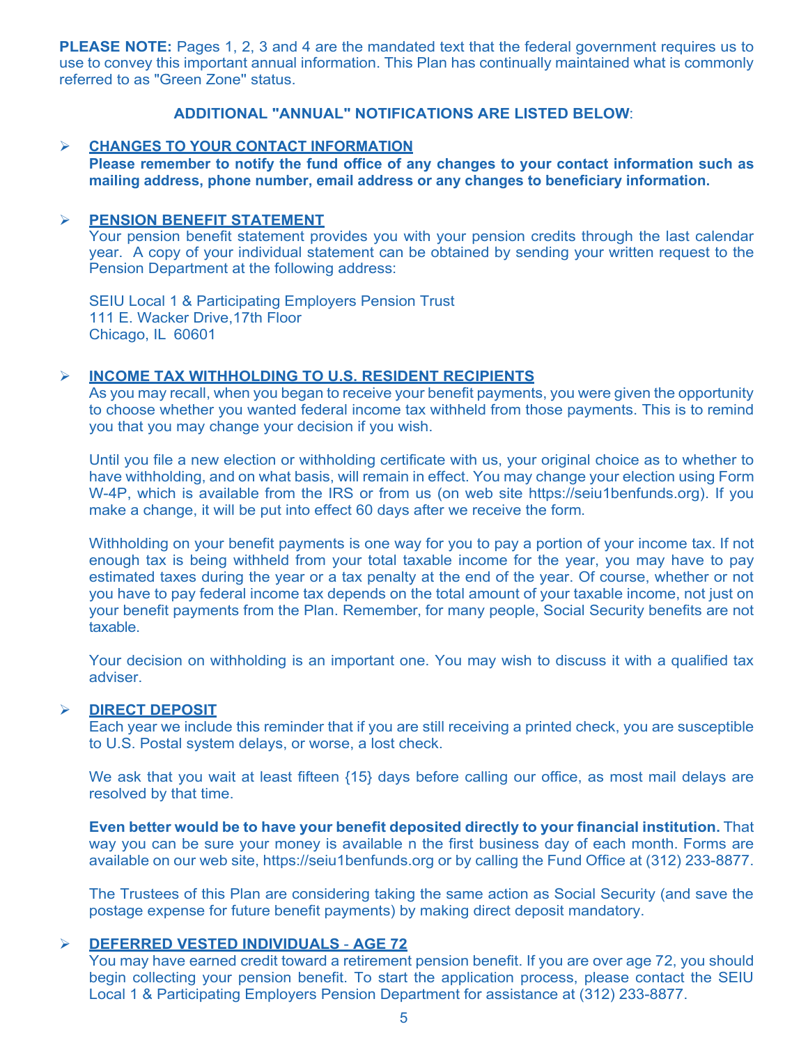**PLEASE NOTE:** Pages 1, 2, 3 and 4 are the mandated text that the federal government requires us to use to convey this important annual information. This Plan has continually maintained what is commonly referred to as "Green Zone" status.

**ADDITIONAL "ANNUAL" NOTIFICATIONS ARE LISTED BELOW**:

- **CHANGES TO YOUR CONTACT INFORMATION**

  **Please remember to notify the fund office of any changes to your contact information such as mailing address, phone number, email address or any changes to beneficiary information.**

- **PENSION BENEFIT STATEMENT**

  Your pension benefit statement provides you with your pension credits through the last calendar year. A copy of your individual statement can be obtained by sending your written request to the Pension Department at the following address:

  SEIU Local 1 & Participating Employers Pension Trust
  111 E. Wacker Drive,17th Floor
  Chicago, IL 60601

- **INCOME TAX WITHHOLDING TO U.S. RESIDENT RECIPIENTS**

  As you may recall, when you began to receive your benefit payments, you were given the opportunity to choose whether you wanted federal income tax withheld from those payments. This is to remind you that you may change your decision if you wish.

  Until you file a new election or withholding certificate with us, your original choice as to whether to have withholding, and on what basis, will remain in effect. You may change your election using Form W-4P, which is available from the IRS or from us (on web site https://seiu1benfunds.org). If you make a change, it will be put into effect 60 days after we receive the form.

  Withholding on your benefit payments is one way for you to pay a portion of your income tax. If not enough tax is being withheld from your total taxable income for the year, you may have to pay estimated taxes during the year or a tax penalty at the end of the year. Of course, whether or not you have to pay federal income tax depends on the total amount of your taxable income, not just on your benefit payments from the Plan. Remember, for many people, Social Security benefits are not taxable.

  Your decision on withholding is an important one. You may wish to discuss it with a qualified tax adviser.

- **DIRECT DEPOSIT**

  Each year we include this reminder that if you are still receiving a printed check, you are susceptible to U.S. Postal system delays, or worse, a lost check.

  We ask that you wait at least fifteen {15} days before calling our office, as most mail delays are resolved by that time.

  **Even better would be to have your benefit deposited directly to your financial institution.** That way you can be sure your money is available n the first business day of each month. Forms are available on our web site, https://seiu1benfunds.org or by calling the Fund Office at (312) 233-8877.

  The Trustees of this Plan are considering taking the same action as Social Security (and save the postage expense for future benefit payments) by making direct deposit mandatory.

- **DEFERRED VESTED INDIVIDUALS - AGE 72**

  You may have earned credit toward a retirement pension benefit. If you are over age 72, you should begin collecting your pension benefit. To start the application process, please contact the SEIU Local 1 & Participating Employers Pension Department for assistance at (312) 233-8877.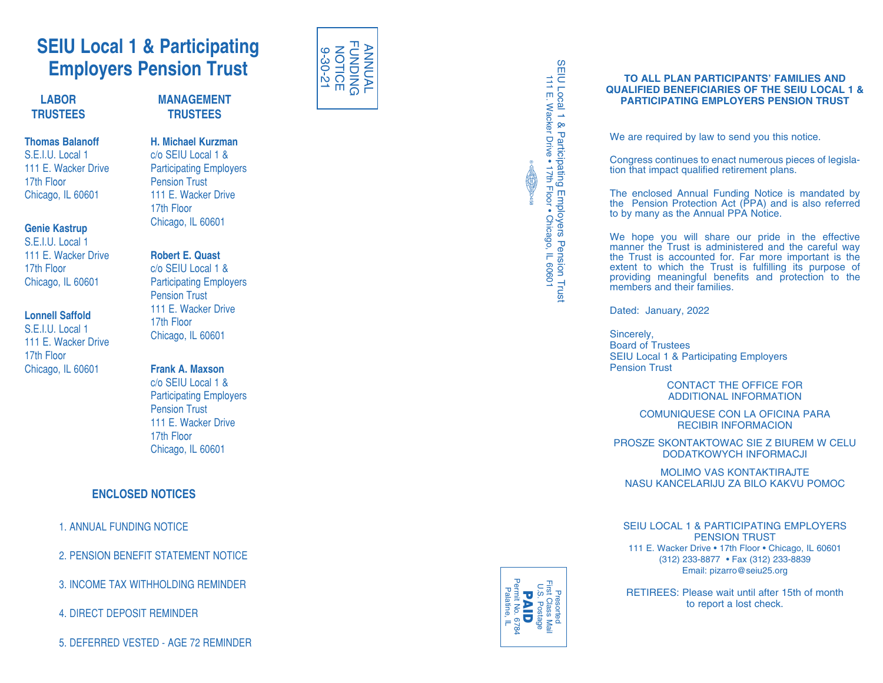# SEIU Local 1 & Participating Employers Pension Trust

### LABOR TRUSTEES

**Thomas Balanoff**
S.E.I.U. Local 1
111 E. Wacker Drive
17th Floor
Chicago, IL 60601

**Genie Kastrup**
S.E.I.U. Local 1
111 E. Wacker Drive
17th Floor
Chicago, IL 60601

**Lonnell Saffold**
S.E.I.U. Local 1
111 E. Wacker Drive
17th Floor
Chicago, IL 60601

### MANAGEMENT TRUSTEES

**H. Michael Kurzman**
c/o SEIU Local 1 &
Participating Employers
Pension Trust
111 E. Wacker Drive
17th Floor
Chicago, IL 60601

**Robert E. Quast**
c/o SEIU Local 1 &
Participating Employers
Pension Trust
111 E. Wacker Drive
17th Floor
Chicago, IL 60601

**Frank A. Maxson**
c/o SEIU Local 1 &
Participating Employers
Pension Trust
111 E. Wacker Drive
17th Floor
Chicago, IL 60601

### ENCLOSED NOTICES

1. ANNUAL FUNDING NOTICE
2. PENSION BENEFIT STATEMENT NOTICE
3. INCOME TAX WITHHOLDING REMINDER
4. DIRECT DEPOSIT REMINDER
5. DEFERRED VESTED - AGE 72 REMINDER

ANNUAL FUNDING NOTICE 9-30-21

SEIU Local 1 & Participating Employers Pension Trust
111 E. Wacker Drive • 17th Floor • Chicago, IL 60601

Presorted
First Class Mail
U.S. Postage
**PAID**
Permit No. 6784
Palatine, IL

**TO ALL PLAN PARTICIPANTS' FAMILIES AND QUALIFIED BENEFICIARIES OF THE SEIU LOCAL 1 & PARTICIPATING EMPLOYERS PENSION TRUST**

We are required by law to send you this notice.

Congress continues to enact numerous pieces of legislation that impact qualified retirement plans.

The enclosed Annual Funding Notice is mandated by the Pension Protection Act (PPA) and is also referred to by many as the Annual PPA Notice.

We hope you will share our pride in the effective manner the Trust is administered and the careful way the Trust is accounted for. Far more important is the extent to which the Trust is fulfilling its purpose of providing meaningful benefits and protection to the members and their families.

Dated: January, 2022

Sincerely,
Board of Trustees
SEIU Local 1 & Participating Employers
Pension Trust

CONTACT THE OFFICE FOR ADDITIONAL INFORMATION

COMUNIQUESE CON LA OFICINA PARA RECIBIR INFORMACION

PROSZE SKONTAKTOWAC SIE Z BIUREM W CELU DODATKOWYCH INFORMACJI

MOLIMO VAS KONTAKTIRAJTE NASU KANCELARIJU ZA BILO KAKVU POMOC

SEIU LOCAL 1 & PARTICIPATING EMPLOYERS PENSION TRUST
111 E. Wacker Drive • 17th Floor • Chicago, IL 60601
(312) 233-8877 • Fax (312) 233-8839
Email: pizarro@seiu25.org

RETIREES: Please wait until after 15th of month to report a lost check.